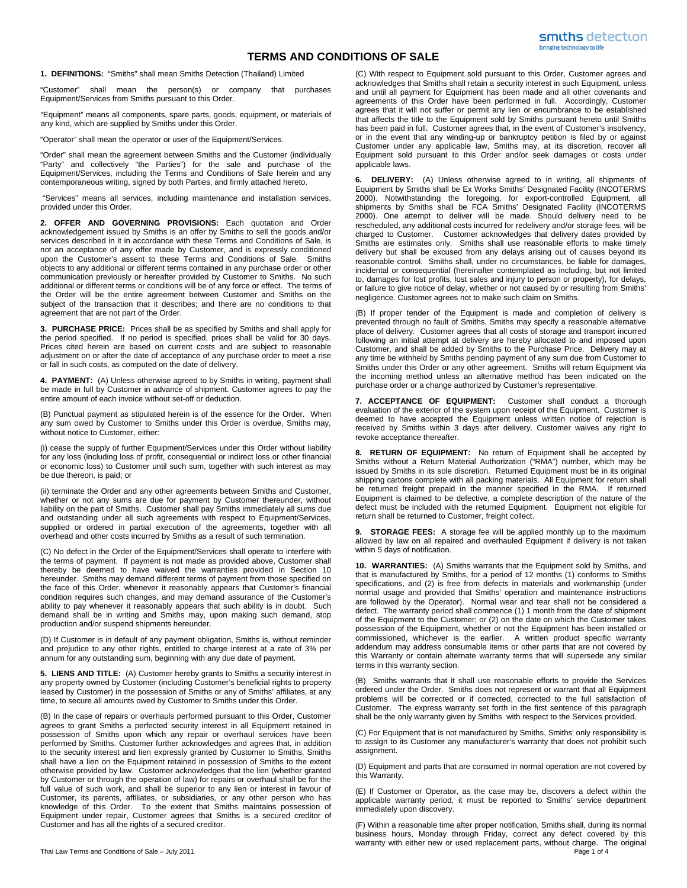# TERMS AND CONDITIONS OF SALE

**1. DEFINITIONS:** "Smiths" shall mean Smiths Detection (Thailand) Limited

"Customer" shall mean the person(s) or company that purchases Equipment/Services from Smiths pursuant to this Order.

"Equipment" means all components, spare parts, goods, equipment, or materials of any kind, which are supplied by Smiths under this Order.

"Operator" shall mean the operator or user of the Equipment/Services.

"Order" shall mean the agreement between Smiths and the Customer (individually "Party" and collectively "the Parties") for the sale and purchase of the Equipment/Services, including the Terms and Conditions of Sale herein and any contemporaneous writing, signed by both Parties, and firmly attached hereto.

"Services" means all services, including maintenance and installation services, provided under this Order.

**2. OFFER AND GOVERNING PROVISIONS:** Each quotation and Order acknowledgement issued by Smiths is an offer by Smiths to sell the goods and/or services described in it in accordance with these Terms and Conditions of Sale, is not an acceptance of any offer made by Customer, and is expressly conditioned upon the Customer's assent to these Terms and Conditions of Sale. Smiths objects to any additional or different terms contained in any purchase order or other communication previously or hereafter provided by Customer to Smiths. No such additional or different terms or conditions will be of any force or effect. The terms of the Order will be the entire agreement between Customer and Smiths on the subject of the transaction that it describes; and there are no conditions to that agreement that are not part of the Order.

**3. PURCHASE PRICE:** Prices shall be as specified by Smiths and shall apply for the period specified. If no period is specified, prices shall be valid for 30 days. Prices cited herein are based on current costs and are subject to reasonable adjustment on or after the date of acceptance of any purchase order to meet a rise or fall in such costs, as computed on the date of delivery.

**4. PAYMENT:** (A) Unless otherwise agreed to by Smiths in writing, payment shall be made in full by Customer in advance of shipment. Customer agrees to pay the entire amount of each invoice without set-off or deduction.

(B) Punctual payment as stipulated herein is of the essence for the Order. When any sum owed by Customer to Smiths under this Order is overdue, Smiths may, without notice to Customer, either:

(i) cease the supply of further Equipment/Services under this Order without liability for any loss (including loss of profit, consequential or indirect loss or other financial or economic loss) to Customer until such sum, together with such interest as may be due thereon, is paid; or

(ii) terminate the Order and any other agreements between Smiths and Customer, whether or not any sums are due for payment by Customer thereunder, without liability on the part of Smiths. Customer shall pay Smiths immediately all sums due and outstanding under all such agreements with respect to Equipment/Services, supplied or ordered in partial execution of the agreements, together with all overhead and other costs incurred by Smiths as a result of such termination.

(C) No defect in the Order of the Equipment/Services shall operate to interfere with the terms of payment. If payment is not made as provided above, Customer shall thereby be deemed to have waived the warranties provided in Section 10 hereunder. Smiths may demand different terms of payment from those specified on the face of this Order, whenever it reasonably appears that Customer's financial condition requires such changes, and may demand assurance of the Customer's ability to pay whenever it reasonably appears that such ability is in doubt. Such demand shall be in writing and Smiths may, upon making such demand, stop production and/or suspend shipments hereunder.

(D) If Customer is in default of any payment obligation, Smiths is, without reminder and prejudice to any other rights, entitled to charge interest at a rate of 3% per annum for any outstanding sum, beginning with any due date of payment.

**5. LIENS AND TITLE:** (A) Customer hereby grants to Smiths a security interest in any property owned by Customer (including Customer's beneficial rights to property leased by Customer) in the possession of Smiths or any of Smiths' affiliates, at any time, to secure all amounts owed by Customer to Smiths under this Order.

(B) In the case of repairs or overhauls performed pursuant to this Order, Customer agrees to grant Smiths a perfected security interest in all Equipment retained in possession of Smiths upon which any repair or overhaul services have been performed by Smiths. Customer further acknowledges and agrees that, in addition to the security interest and lien expressly granted by Customer to Smiths, Smiths shall have a lien on the Equipment retained in possession of Smiths to the extent otherwise provided by law. Customer acknowledges that the lien (whether granted by Customer or through the operation of law) for repairs or overhaul shall be for the full value of such work, and shall be superior to any lien or interest in favour of Customer, its parents, affiliates, or subsidiaries, or any other person who has knowledge of this Order. To the extent that Smiths maintains possession of Equipment under repair, Customer agrees that Smiths is a secured creditor of Customer and has all the rights of a secured creditor.

(C) With respect to Equipment sold pursuant to this Order, Customer agrees and acknowledges that Smiths shall retain a security interest in such Equipment, unless and until all payment for Equipment has been made and all other covenants and agreements of this Order have been performed in full. Accordingly, Customer agrees that it will not suffer or permit any lien or encumbrance to be established that affects the title to the Equipment sold by Smiths pursuant hereto until Smiths has been paid in full. Customer agrees that, in the event of Customer's insolvency, or in the event that any winding-up or bankruptcy petition is filed by or against Customer under any applicable law, Smiths may, at its discretion, recover all Equipment sold pursuant to this Order and/or seek damages or costs under applicable laws.

**6. DELIVERY:** (A) Unless otherwise agreed to in writing, all shipments of Equipment by Smiths shall be Ex Works Smiths' Designated Facility (INCOTERMS 2000). Notwithstanding the foregoing, for export-controlled Equipment, all shipments by Smiths shall be FCA Smiths' Designated Facility (INCOTERMS 2000). One attempt to deliver will be made. Should delivery need to be rescheduled, any additional costs incurred for redelivery and/or storage fees, will be charged to Customer. Customer acknowledges that delivery dates provided by Smiths are estimates only. Smiths shall use reasonable efforts to make timely delivery but shall be excused from any delays arising out of causes beyond its reasonable control. Smiths shall, under no circumstances, be liable for damages, incidental or consequential (hereinafter contemplated as including, but not limited to, damages for lost profits, lost sales and injury to person or property), for delays, or failure to give notice of delay, whether or not caused by or resulting from Smiths' negligence. Customer agrees not to make such claim on Smiths.

(B) If proper tender of the Equipment is made and completion of delivery is prevented through no fault of Smiths, Smiths may specify a reasonable alternative place of delivery. Customer agrees that all costs of storage and transport incurred following an initial attempt at delivery are hereby allocated to and imposed upon Customer, and shall be added by Smiths to the Purchase Price. Delivery may at any time be withheld by Smiths pending payment of any sum due from Customer to Smiths under this Order or any other agreement. Smiths will return Equipment via the incoming method unless an alternative method has been indicated on the purchase order or a change authorized by Customer's representative.

**7. ACCEPTANCE OF EQUIPMENT:** Customer shall conduct a thorough evaluation of the exterior of the system upon receipt of the Equipment. Customer is deemed to have accepted the Equipment unless written notice of rejection is received by Smiths within 3 days after delivery. Customer waives any right to revoke acceptance thereafter.

**8. RETURN OF EQUIPMENT:** No return of Equipment shall be accepted by Smiths without a Return Material Authorization ("RMA") number, which may be issued by Smiths in its sole discretion. Returned Equipment must be in its original shipping cartons complete with all packing materials. All Equipment for return shall be returned freight prepaid in the manner specified in the RMA. If returned Equipment is claimed to be defective, a complete description of the nature of the defect must be included with the returned Equipment. Equipment not eligible for return shall be returned to Customer, freight collect.

**9. STORAGE FEES:** A storage fee will be applied monthly up to the maximum allowed by law on all repaired and overhauled Equipment if delivery is not taken within 5 days of notification.

**10. WARRANTIES:** (A) Smiths warrants that the Equipment sold by Smiths, and that is manufactured by Smiths, for a period of 12 months (1) conforms to Smiths specifications, and (2) is free from defects in materials and workmanship (under normal usage and provided that Smiths' operation and maintenance instructions are followed by the Operator). Normal wear and tear shall not be considered a defect. The warranty period shall commence (1) 1 month from the date of shipment of the Equipment to the Customer; or (2) on the date on which the Customer takes possession of the Equipment, whether or not the Equipment has been installed or commissioned, whichever is the earlier. A written product specific warranty addendum may address consumable items or other parts that are not covered by this Warranty or contain alternate warranty terms that will supersede any similar terms in this warranty section.

(B) Smiths warrants that it shall use reasonable efforts to provide the Services ordered under the Order. Smiths does not represent or warrant that all Equipment problems will be corrected or if corrected, corrected to the full satisfaction of Customer. The express warranty set forth in the first sentence of this paragraph shall be the only warranty given by Smiths with respect to the Services provided.

(C) For Equipment that is not manufactured by Smiths, Smiths' only responsibility is to assign to its Customer any manufacturer's warranty that does not prohibit such assignment.

(D) Equipment and parts that are consumed in normal operation are not covered by this Warranty.

(E) If Customer or Operator, as the case may be, discovers a defect within the applicable warranty period, it must be reported to Smiths' service department immediately upon discovery.

(F) Within a reasonable time after proper notification, Smiths shall, during its normal business hours, Monday through Friday, correct any defect covered by this warranty with either new or used replacement parts, without charge. The original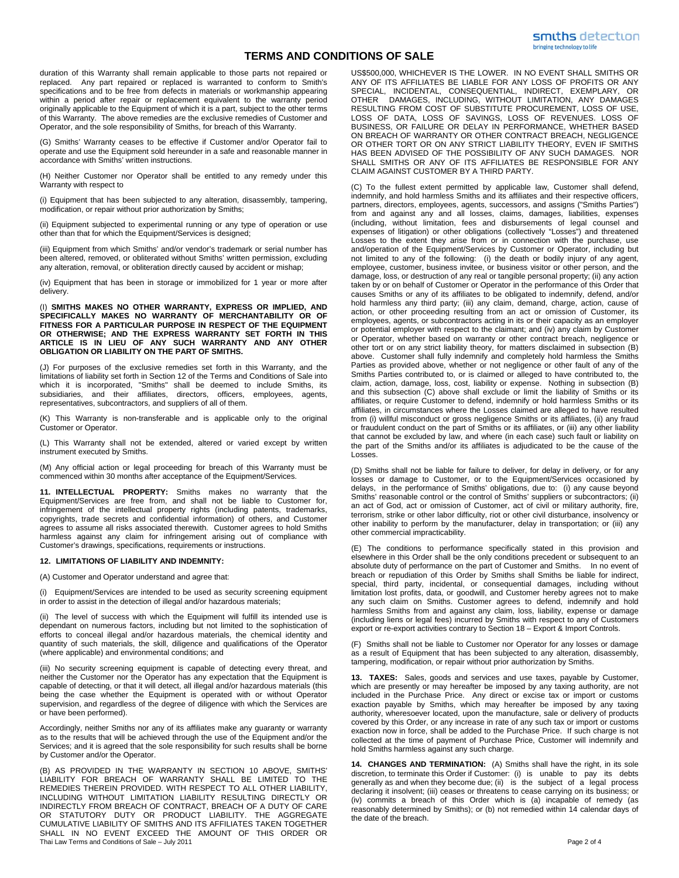duration of this Warranty shall remain applicable to those parts not repaired or replaced. Any part repaired or replaced is warranted to conform to Smith's specifications and to be free from defects in materials or workmanship appearing within a period after repair or replacement equivalent to the warranty period originally applicable to the Equipment of which it is a part, subject to the other terms of this Warranty. The above remedies are the exclusive remedies of Customer and Operator, and the sole responsibility of Smiths, for breach of this Warranty.

(G) Smiths' Warranty ceases to be effective if Customer and/or Operator fail to operate and use the Equipment sold hereunder in a safe and reasonable manner in accordance with Smiths' written instructions.

(H) Neither Customer nor Operator shall be entitled to any remedy under this Warranty with respect to

(i) Equipment that has been subjected to any alteration, disassembly, tampering, modification, or repair without prior authorization by Smiths;

(ii) Equipment subjected to experimental running or any type of operation or use other than that for which the Equipment/Services is designed;

(iii) Equipment from which Smiths' and/or vendor's trademark or serial number has been altered, removed, or obliterated without Smiths' written permission, excluding any alteration, removal, or obliteration directly caused by accident or mishap;

(iv) Equipment that has been in storage or immobilized for 1 year or more after delivery.

(I) **SMITHS MAKES NO OTHER WARRANTY, EXPRESS OR IMPLIED, AND SPECIFICALLY MAKES NO WARRANTY OF MERCHANTABILITY OR OF FITNESS FOR A PARTICULAR PURPOSE IN RESPECT OF THE EQUIPMENT OR OTHERWISE; AND THE EXPRESS WARRANTY SET FORTH IN THIS ARTICLE IS IN LIEU OF ANY SUCH WARRANTY AND ANY OTHER OBLIGATION OR LIABILITY ON THE PART OF SMITHS.**

(J) For purposes of the exclusive remedies set forth in this Warranty, and the limitations of liability set forth in Section 12 of the Terms and Conditions of Sale into which it is incorporated, "Smiths" shall be deemed to include Smiths, its subsidiaries, and their affiliates, directors, officers, employees, agents, representatives, subcontractors, and suppliers of all of them.

(K) This Warranty is non-transferable and is applicable only to the original Customer or Operator.

(L) This Warranty shall not be extended, altered or varied except by written instrument executed by Smiths.

(M) Any official action or legal proceeding for breach of this Warranty must be commenced within 30 months after acceptance of the Equipment/Services.

**11. INTELLECTUAL PROPERTY:** Smiths makes no warranty that the Equipment/Services are free from, and shall not be liable to Customer for, infringement of the intellectual property rights (including patents, trademarks, copyrights, trade secrets and confidential information) of others, and Customer agrees to assume all risks associated therewith. Customer agrees to hold Smiths harmless against any claim for infringement arising out of compliance with Customer's drawings, specifications, requirements or instructions.

**12. LIMITATIONS OF LIABILITY AND INDEMNITY:**

(A) Customer and Operator understand and agree that:

(i) Equipment/Services are intended to be used as security screening equipment in order to assist in the detection of illegal and/or hazardous materials;

(ii) The level of success with which the Equipment will fulfill its intended use is dependant on numerous factors, including but not limited to the sophistication of efforts to conceal illegal and/or hazardous materials, the chemical identity and quantity of such materials, the skill, diligence and qualifications of the Operator (where applicable) and environmental conditions; and

(iii) No security screening equipment is capable of detecting every threat, and neither the Customer nor the Operator has any expectation that the Equipment is capable of detecting, or that it will detect, all illegal and/or hazardous materials (this being the case whether the Equipment is operated with or without Operator supervision, and regardless of the degree of diligence with which the Services are or have been performed).

Accordingly, neither Smiths nor any of its affiliates make any guaranty or warranty as to the results that will be achieved through the use of the Equipment and/or the Services; and it is agreed that the sole responsibility for such results shall be borne by Customer and/or the Operator.

(B) AS PROVIDED IN THE WARRANTY IN SECTION 10 ABOVE, SMITHS' LIABILITY FOR BREACH OF WARRANTY SHALL BE LIMITED TO THE REMEDIES THEREIN PROVIDED. WITH RESPECT TO ALL OTHER LIABILITY, INCLUDING WITHOUT LIMITATION LIABILITY RESULTING DIRECTLY OR INDIRECTLY FROM BREACH OF CONTRACT, BREACH OF A DUTY OF CARE OR STATUTORY DUTY OR PRODUCT LIABILITY. THE AGGREGATE CUMULATIVE LIABILITY OF SMITHS AND ITS AFFILIATES TAKEN TOGETHER SHALL IN NO EVENT EXCEED THE AMOUNT OF THIS ORDER OR US$500,000, WHICHEVER IS THE LOWER. IN NO EVENT SHALL SMITHS OR ANY OF ITS AFFILIATES BE LIABLE FOR ANY LOSS OF PROFITS OR ANY SPECIAL, INCIDENTAL, CONSEQUENTIAL, INDIRECT, EXEMPLARY, OR OTHER DAMAGES, INCLUDING, WITHOUT LIMITATION, ANY DAMAGES RESULTING FROM COST OF SUBSTITUTE PROCUREMENT, LOSS OF USE, LOSS OF DATA, LOSS OF SAVINGS, LOSS OF REVENUES. LOSS OF BUSINESS, OR FAILURE OR DELAY IN PERFORMANCE, WHETHER BASED ON BREACH OF WARRANTY OR OTHER CONTRACT BREACH, NEGLIGENCE OR OTHER TORT OR ON ANY STRICT LIABILITY THEORY, EVEN IF SMITHS HAS BEEN ADVISED OF THE POSSIBILITY OF ANY SUCH DAMAGES. NOR SHALL SMITHS OR ANY OF ITS AFFILIATES BE RESPONSIBLE FOR ANY CLAIM AGAINST CUSTOMER BY A THIRD PARTY.

(C) To the fullest extent permitted by applicable law, Customer shall defend, indemnify, and hold harmless Smiths and its affiliates and their respective officers, partners, directors, employees, agents, successors, and assigns ("Smiths Parties") from and against any and all losses, claims, damages, liabilities, expenses (including, without limitation, fees and disbursements of legal counsel and expenses of litigation) or other obligations (collectively "Losses") and threatened Losses to the extent they arise from or in connection with the purchase, use and/operation of the Equipment/Services by Customer or Operator, including but not limited to any of the following: (i) the death or bodily injury of any agent, employee, customer, business invitee, or business visitor or other person, and the damage, loss, or destruction of any real or tangible personal property; (ii) any action taken by or on behalf of Customer or Operator in the performance of this Order that causes Smiths or any of its affiliates to be obligated to indemnify, defend, and/or hold harmless any third party; (iii) any claim, demand, charge, action, cause of action, or other proceeding resulting from an act or omission of Customer, its employees, agents, or subcontractors acting in its or their capacity as an employer or potential employer with respect to the claimant; and (iv) any claim by Customer or Operator, whether based on warranty or other contract breach, negligence or other tort or on any strict liability theory, for matters disclaimed in subsection (B) above. Customer shall fully indemnify and completely hold harmless the Smiths Parties as provided above, whether or not negligence or other fault of any of the Smiths Parties contributed to, or is claimed or alleged to have contributed to, the claim, action, damage, loss, cost, liability or expense. Nothing in subsection (B) and this subsection (C) above shall exclude or limit the liability of Smiths or its affiliates, or require Customer to defend, indemnify or hold harmless Smiths or its affiliates, in circumstances where the Losses claimed are alleged to have resulted from (i) willful misconduct or gross negligence Smiths or its affiliates, (ii) any fraud or fraudulent conduct on the part of Smiths or its affiliates, or (iii) any other liability that cannot be excluded by law, and where (in each case) such fault or liability on the part of the Smiths and/or its affiliates is adjudicated to be the cause of the Losses.

(D) Smiths shall not be liable for failure to deliver, for delay in delivery, or for any losses or damage to Customer, or to the Equipment/Services occasioned by delays, in the performance of Smiths' obligations, due to: (i) any cause beyond Smiths' reasonable control or the control of Smiths' suppliers or subcontractors; (ii) an act of God, act or omission of Customer, act of civil or military authority, fire, terrorism, strike or other labor difficulty, riot or other civil disturbance, insolvency or other inability to perform by the manufacturer, delay in transportation; or (iii) any other commercial impracticability.

(E) The conditions to performance specifically stated in this provision and elsewhere in this Order shall be the only conditions precedent or subsequent to an absolute duty of performance on the part of Customer and Smiths. In no event of breach or repudiation of this Order by Smiths shall Smiths be liable for indirect, special, third party, incidental, or consequential damages, including without limitation lost profits, data, or goodwill, and Customer hereby agrees not to make any such claim on Smiths. Customer agrees to defend, indemnify and hold harmless Smiths from and against any claim, loss, liability, expense or damage (including liens or legal fees) incurred by Smiths with respect to any of Customers export or re-export activities contrary to Section 18 – Export & Import Controls.

(F) Smiths shall not be liable to Customer nor Operator for any losses or damage as a result of Equipment that has been subjected to any alteration, disassembly, tampering, modification, or repair without prior authorization by Smiths.

**13. TAXES:** Sales, goods and services and use taxes, payable by Customer, which are presently or may hereafter be imposed by any taxing authority, are not included in the Purchase Price. Any direct or excise tax or import or customs exaction payable by Smiths, which may hereafter be imposed by any taxing authority, wheresoever located, upon the manufacture, sale or delivery of products covered by this Order, or any increase in rate of any such tax or import or customs exaction now in force, shall be added to the Purchase Price. If such charge is not collected at the time of payment of Purchase Price, Customer will indemnify and hold Smiths harmless against any such charge.

**14. CHANGES AND TERMINATION:** (A) Smiths shall have the right, in its sole discretion, to terminate this Order if Customer: (i) is unable to pay its debts generally as and when they become due; (ii) is the subject of a legal process declaring it insolvent; (iii) ceases or threatens to cease carrying on its business; or (iv) commits a breach of this Order which is (a) incapable of remedy (as reasonably determined by Smiths); or (b) not remedied within 14 calendar days of the date of the breach.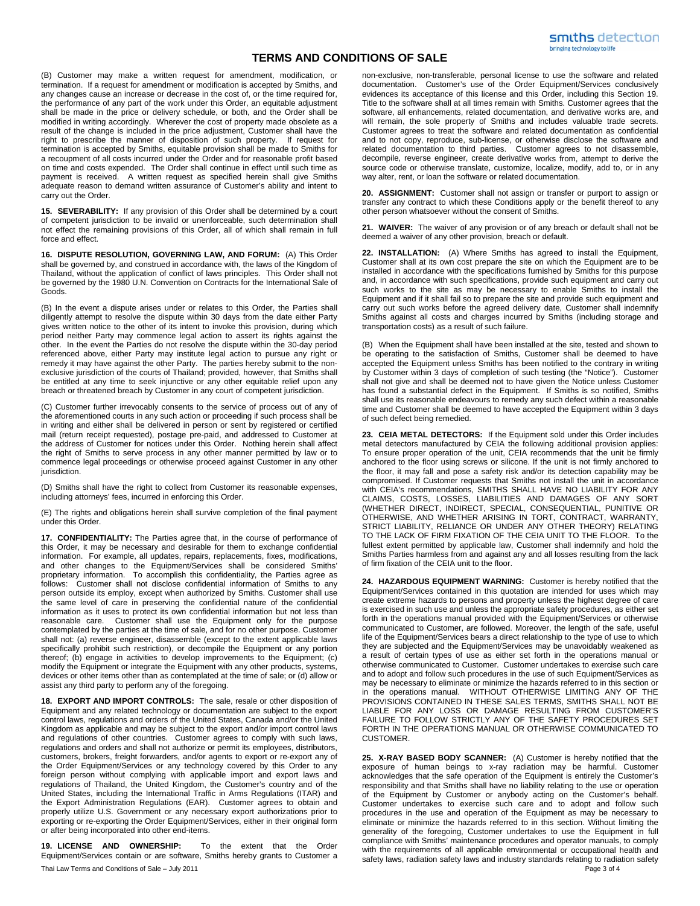# TERMS AND CONDITIONS OF SALE

(B) Customer may make a written request for amendment, modification, or termination. If a request for amendment or modification is accepted by Smiths, and any changes cause an increase or decrease in the cost of, or the time required for, the performance of any part of the work under this Order, an equitable adjustment shall be made in the price or delivery schedule, or both, and the Order shall be modified in writing accordingly. Wherever the cost of property made obsolete as a result of the change is included in the price adjustment, Customer shall have the right to prescribe the manner of disposition of such property. If request for termination is accepted by Smiths, equitable provision shall be made to Smiths for a recoupment of all costs incurred under the Order and for reasonable profit based on time and costs expended. The Order shall continue in effect until such time as payment is received. A written request as specified herein shall give Smiths adequate reason to demand written assurance of Customer's ability and intent to carry out the Order.

**15. SEVERABILITY:** If any provision of this Order shall be determined by a court of competent jurisdiction to be invalid or unenforceable, such determination shall not effect the remaining provisions of this Order, all of which shall remain in full force and effect.

**16. DISPUTE RESOLUTION, GOVERNING LAW, AND FORUM:** (A) This Order shall be governed by, and construed in accordance with, the laws of the Kingdom of Thailand, without the application of conflict of laws principles. This Order shall not be governed by the 1980 U.N. Convention on Contracts for the International Sale of Goods.

(B) In the event a dispute arises under or relates to this Order, the Parties shall diligently attempt to resolve the dispute within 30 days from the date either Party gives written notice to the other of its intent to invoke this provision, during which period neither Party may commence legal action to assert its rights against the other. In the event the Parties do not resolve the dispute within the 30-day period referenced above, either Party may institute legal action to pursue any right or remedy it may have against the other Party. The parties hereby submit to the non-exclusive jurisdiction of the courts of Thailand; provided, however, that Smiths shall be entitled at any time to seek injunctive or any other equitable relief upon any breach or threatened breach by Customer in any court of competent jurisdiction.

(C) Customer further irrevocably consents to the service of process out of any of the aforementioned courts in any such action or proceeding if such process shall be in writing and either shall be delivered in person or sent by registered or certified mail (return receipt requested), postage pre-paid, and addressed to Customer at the address of Customer for notices under this Order. Nothing herein shall affect the right of Smiths to serve process in any other manner permitted by law or to commence legal proceedings or otherwise proceed against Customer in any other jurisdiction.

(D) Smiths shall have the right to collect from Customer its reasonable expenses, including attorneys' fees, incurred in enforcing this Order.

(E) The rights and obligations herein shall survive completion of the final payment under this Order.

**17. CONFIDENTIALITY:** The Parties agree that, in the course of performance of this Order, it may be necessary and desirable for them to exchange confidential information. For example, all updates, repairs, replacements, fixes, modifications, and other changes to the Equipment/Services shall be considered Smiths' proprietary information. To accomplish this confidentiality, the Parties agree as follows: Customer shall not disclose confidential information of Smiths to any person outside its employ, except when authorized by Smiths. Customer shall use the same level of care in preserving the confidential nature of the confidential information as it uses to protect its own confidential information but not less than reasonable care. Customer shall use the Equipment only for the purpose contemplated by the parties at the time of sale, and for no other purpose. Customer shall not: (a) reverse engineer, disassemble (except to the extent applicable laws specifically prohibit such restriction), or decompile the Equipment or any portion thereof; (b) engage in activities to develop improvements to the Equipment; (c) modify the Equipment or integrate the Equipment with any other products, systems, devices or other items other than as contemplated at the time of sale; or (d) allow or assist any third party to perform any of the foregoing.

**18. EXPORT AND IMPORT CONTROLS:** The sale, resale or other disposition of Equipment and any related technology or documentation are subject to the export control laws, regulations and orders of the United States, Canada and/or the United Kingdom as applicable and may be subject to the export and/or import control laws and regulations of other countries. Customer agrees to comply with such laws, regulations and orders and shall not authorize or permit its employees, distributors, customers, brokers, freight forwarders, and/or agents to export or re-export any of the Order Equipment/Services or any technology covered by this Order to any foreign person without complying with applicable import and export laws and regulations of Thailand, the United Kingdom, the Customer's country and of the United States, including the International Traffic in Arms Regulations (ITAR) and the Export Administration Regulations (EAR). Customer agrees to obtain and properly utilize U.S. Government or any necessary export authorizations prior to exporting or re-exporting the Order Equipment/Services, either in their original form or after being incorporated into other end-items.

**19. LICENSE AND OWNERSHIP:** To the extent that the Order Equipment/Services contain or are software, Smiths hereby grants to Customer a non-exclusive, non-transferable, personal license to use the software and related documentation. Customer's use of the Order Equipment/Services conclusively evidences its acceptance of this license and this Order, including this Section 19. Title to the software shall at all times remain with Smiths. Customer agrees that the software, all enhancements, related documentation, and derivative works are, and will remain, the sole property of Smiths and includes valuable trade secrets. Customer agrees to treat the software and related documentation as confidential and to not copy, reproduce, sub-license, or otherwise disclose the software and related documentation to third parties. Customer agrees to not disassemble, decompile, reverse engineer, create derivative works from, attempt to derive the source code or otherwise translate, customize, localize, modify, add to, or in any way alter, rent, or loan the software or related documentation.

**20. ASSIGNMENT:** Customer shall not assign or transfer or purport to assign or transfer any contract to which these Conditions apply or the benefit thereof to any other person whatsoever without the consent of Smiths.

**21. WAIVER:** The waiver of any provision or of any breach or default shall not be deemed a waiver of any other provision, breach or default.

**22. INSTALLATION:** (A) Where Smiths has agreed to install the Equipment, Customer shall at its own cost prepare the site on which the Equipment are to be installed in accordance with the specifications furnished by Smiths for this purpose and, in accordance with such specifications, provide such equipment and carry out such works to the site as may be necessary to enable Smiths to install the Equipment and if it shall fail so to prepare the site and provide such equipment and carry out such works before the agreed delivery date, Customer shall indemnify Smiths against all costs and charges incurred by Smiths (including storage and transportation costs) as a result of such failure.

(B) When the Equipment shall have been installed at the site, tested and shown to be operating to the satisfaction of Smiths, Customer shall be deemed to have accepted the Equipment unless Smiths has been notified to the contrary in writing by Customer within 3 days of completion of such testing (the "Notice"). Customer shall not give and shall be deemed not to have given the Notice unless Customer has found a substantial defect in the Equipment. If Smiths is so notified, Smiths shall use its reasonable endeavours to remedy any such defect within a reasonable time and Customer shall be deemed to have accepted the Equipment within 3 days of such defect being remedied.

**23. CEIA METAL DETECTORS:** If the Equipment sold under this Order includes metal detectors manufactured by CEIA the following additional provision applies: To ensure proper operation of the unit, CEIA recommends that the unit be firmly anchored to the floor using screws or silicone. If the unit is not firmly anchored to the floor, it may fall and pose a safety risk and/or its detection capability may be compromised. If Customer requests that Smiths not install the unit in accordance with CEIA's recommendations, SMITHS SHALL HAVE NO LIABILITY FOR ANY CLAIMS, COSTS, LOSSES, LIABILITIES AND DAMAGES OF ANY SORT (WHETHER DIRECT, INDIRECT, SPECIAL, CONSEQUENTIAL, PUNITIVE OR OTHERWISE, AND WHETHER ARISING IN TORT, CONTRACT, WARRANTY, STRICT LIABILITY, RELIANCE OR UNDER ANY OTHER THEORY) RELATING TO THE LACK OF FIRM FIXATION OF THE CEIA UNIT TO THE FLOOR. To the fullest extent permitted by applicable law, Customer shall indemnify and hold the Smiths Parties harmless from and against any and all losses resulting from the lack of firm fixation of the CEIA unit to the floor.

**24. HAZARDOUS EQUIPMENT WARNING:** Customer is hereby notified that the Equipment/Services contained in this quotation are intended for uses which may create extreme hazards to persons and property unless the highest degree of care is exercised in such use and unless the appropriate safety procedures, as either set forth in the operations manual provided with the Equipment/Services or otherwise communicated to Customer, are followed. Moreover, the length of the safe, useful life of the Equipment/Services bears a direct relationship to the type of use to which they are subjected and the Equipment/Services may be unavoidably weakened as a result of certain types of use as either set forth in the operations manual or otherwise communicated to Customer. Customer undertakes to exercise such care and to adopt and follow such procedures in the use of such Equipment/Services as may be necessary to eliminate or minimize the hazards referred to in this section or in the operations manual. WITHOUT OTHERWISE LIMITING ANY OF THE PROVISIONS CONTAINED IN THESE SALES TERMS, SMITHS SHALL NOT BE LIABLE FOR ANY LOSS OR DAMAGE RESULTING FROM CUSTOMER'S FAILURE TO FOLLOW STRICTLY ANY OF THE SAFETY PROCEDURES SET FORTH IN THE OPERATIONS MANUAL OR OTHERWISE COMMUNICATED TO CUSTOMER.

**25. X-RAY BASED BODY SCANNER:** (A) Customer is hereby notified that the exposure of human beings to x-ray radiation may be harmful. Customer acknowledges that the safe operation of the Equipment is entirely the Customer's responsibility and that Smiths shall have no liability relating to the use or operation of the Equipment by Customer or anybody acting on the Customer's behalf. Customer undertakes to exercise such care and to adopt and follow such procedures in the use and operation of the Equipment as may be necessary to eliminate or minimize the hazards referred to in this section. Without limiting the generality of the foregoing, Customer undertakes to use the Equipment in full compliance with Smiths' maintenance procedures and operator manuals, to comply with the requirements of all applicable environmental or occupational health and safety laws, radiation safety laws and industry standards relating to radiation safety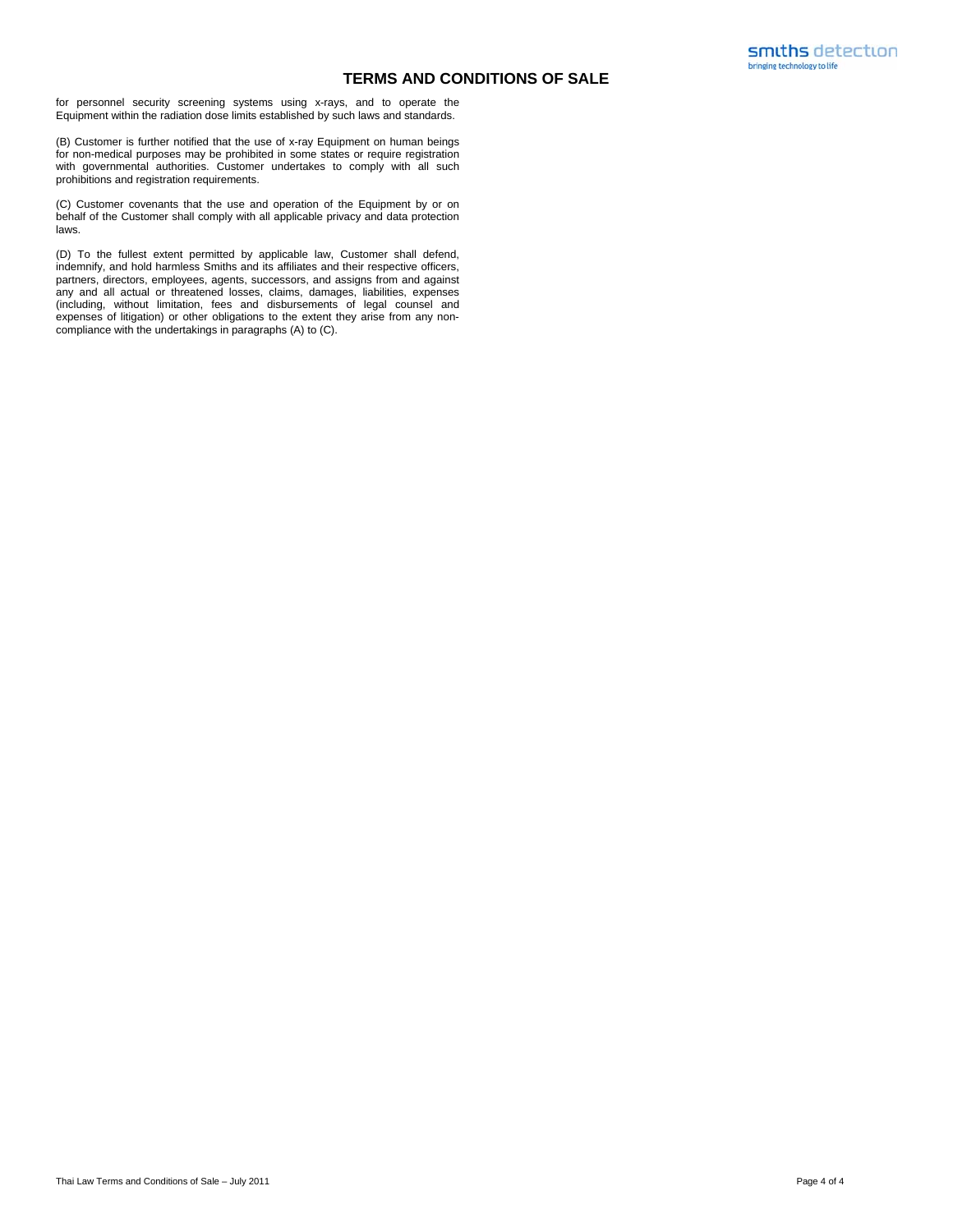# TERMS AND CONDITIONS OF SALE

for personnel security screening systems using x-rays, and to operate the Equipment within the radiation dose limits established by such laws and standards.

(B) Customer is further notified that the use of x-ray Equipment on human beings for non-medical purposes may be prohibited in some states or require registration with governmental authorities. Customer undertakes to comply with all such prohibitions and registration requirements.

(C) Customer covenants that the use and operation of the Equipment by or on behalf of the Customer shall comply with all applicable privacy and data protection laws.

(D) To the fullest extent permitted by applicable law, Customer shall defend, indemnify, and hold harmless Smiths and its affiliates and their respective officers, partners, directors, employees, agents, successors, and assigns from and against any and all actual or threatened losses, claims, damages, liabilities, expenses (including, without limitation, fees and disbursements of legal counsel and expenses of litigation) or other obligations to the extent they arise from any non-compliance with the undertakings in paragraphs (A) to (C).